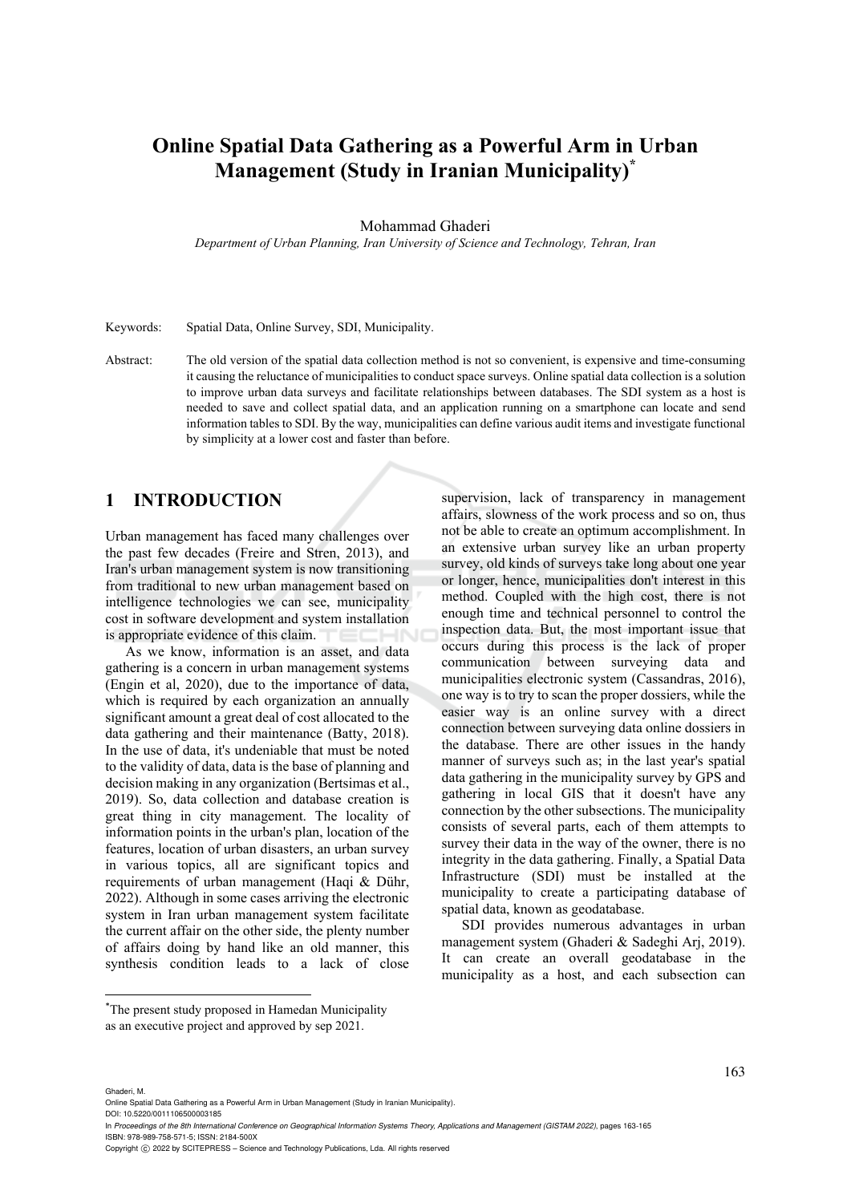# Online Spatial Data Gathering as a Powerful Arm in Urban Management (Study in Iranian Municipality)*

Mohammad Ghaderi

*Department of Urban Planning, Iran University of Science and Technology, Tehran, Iran*

Keywords: Spatial Data, Online Survey, SDI, Municipality.

Abstract: The old version of the spatial data collection method is not so convenient, is expensive and time-consuming it causing the reluctance of municipalities to conduct space surveys. Online spatial data collection is a solution to improve urban data surveys and facilitate relationships between databases. The SDI system as a host is needed to save and collect spatial data, and an application running on a smartphone can locate and send information tables to SDI. By the way, municipalities can define various audit items and investigate functional by simplicity at a lower cost and faster than before.

## 1 INTRODUCTION

Urban management has faced many challenges over the past few decades (Freire and Stren, 2013), and Iran's urban management system is now transitioning from traditional to new urban management based on intelligence technologies we can see, municipality cost in software development and system installation is appropriate evidence of this claim.

As we know, information is an asset, and data gathering is a concern in urban management systems (Engin et al, 2020), due to the importance of data, which is required by each organization an annually significant amount a great deal of cost allocated to the data gathering and their maintenance (Batty, 2018). In the use of data, it's undeniable that must be noted to the validity of data, data is the base of planning and decision making in any organization (Bertsimas et al., 2019). So, data collection and database creation is great thing in city management. The locality of information points in the urban's plan, location of the features, location of urban disasters, an urban survey in various topics, all are significant topics and requirements of urban management (Haqi & Dühr, 2022). Although in some cases arriving the electronic system in Iran urban management system facilitate the current affair on the other side, the plenty number of affairs doing by hand like an old manner, this synthesis condition leads to a lack of close supervision, lack of transparency in management affairs, slowness of the work process and so on, thus not be able to create an optimum accomplishment. In an extensive urban survey like an urban property survey, old kinds of surveys take long about one year or longer, hence, municipalities don't interest in this method. Coupled with the high cost, there is not enough time and technical personnel to control the inspection data. But, the most important issue that occurs during this process is the lack of proper communication between surveying data and municipalities electronic system (Cassandras, 2016), one way is to try to scan the proper dossiers, while the easier way is an online survey with a direct connection between surveying data online dossiers in the database. There are other issues in the handy manner of surveys such as; in the last year's spatial data gathering in the municipality survey by GPS and gathering in local GIS that it doesn't have any connection by the other subsections. The municipality consists of several parts, each of them attempts to survey their data in the way of the owner, there is no integrity in the data gathering. Finally, a Spatial Data Infrastructure (SDI) must be installed at the municipality to create a participating database of spatial data, known as geodatabase.

SDI provides numerous advantages in urban management system (Ghaderi & Sadeghi Arj, 2019). It can create an overall geodatabase in the municipality as a host, and each subsection can

*The present study proposed in Hamedan Municipality as an executive project and approved by sep 2021.

Ghaderi, M.
Online Spatial Data Gathering as a Powerful Arm in Urban Management (Study in Iranian Municipality).
DOI: 10.5220/0011106500003185
In *Proceedings of the 8th International Conference on Geographical Information Systems Theory, Applications and Management (GISTAM 2022)*, pages 163-165
ISBN: 978-989-758-571-5; ISSN: 2184-500X
Copyright © 2022 by SCITEPRESS – Science and Technology Publications, Lda. All rights reserved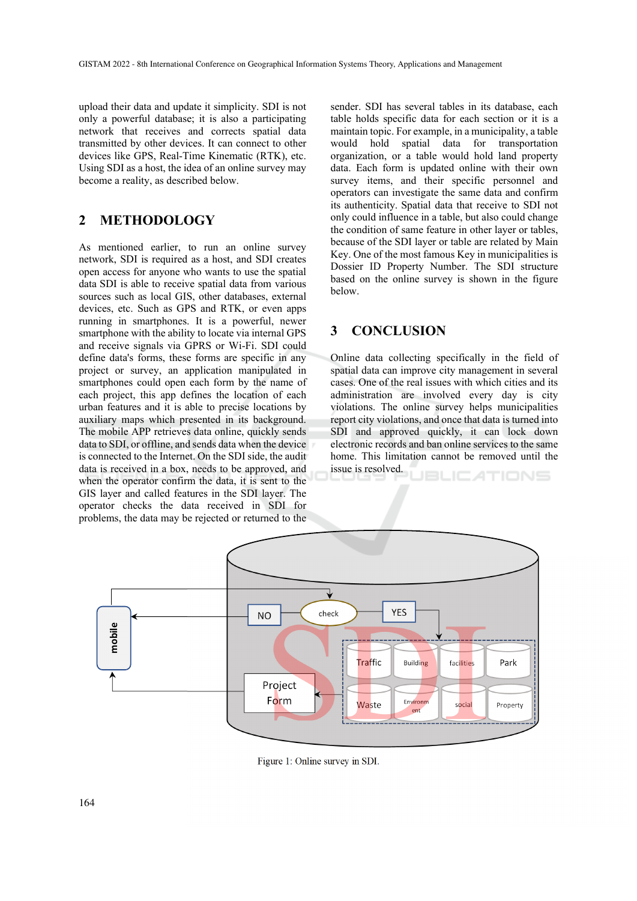upload their data and update it simplicity. SDI is not only a powerful database; it is also a participating network that receives and corrects spatial data transmitted by other devices. It can connect to other devices like GPS, Real-Time Kinematic (RTK), etc. Using SDI as a host, the idea of an online survey may become a reality, as described below.

## 2 METHODOLOGY

As mentioned earlier, to run an online survey network, SDI is required as a host, and SDI creates open access for anyone who wants to use the spatial data SDI is able to receive spatial data from various sources such as local GIS, other databases, external devices, etc. Such as GPS and RTK, or even apps running in smartphones. It is a powerful, newer smartphone with the ability to locate via internal GPS and receive signals via GPRS or Wi-Fi. SDI could define data's forms, these forms are specific in any project or survey, an application manipulated in smartphones could open each form by the name of each project, this app defines the location of each urban features and it is able to precise locations by auxiliary maps which presented in its background. The mobile APP retrieves data online, quickly sends data to SDI, or offline, and sends data when the device is connected to the Internet. On the SDI side, the audit data is received in a box, needs to be approved, and when the operator confirm the data, it is sent to the GIS layer and called features in the SDI layer. The operator checks the data received in SDI for problems, the data may be rejected or returned to the sender. SDI has several tables in its database, each table holds specific data for each section or it is a maintain topic. For example, in a municipality, a table would hold spatial data for transportation organization, or a table would hold land property data. Each form is updated online with their own survey items, and their specific personnel and operators can investigate the same data and confirm its authenticity. Spatial data that receive to SDI not only could influence in a table, but also could change the condition of same feature in other layer or tables, because of the SDI layer or table are related by Main Key. One of the most famous Key in municipalities is Dossier ID Property Number. The SDI structure based on the online survey is shown in the figure below.

## 3 CONCLUSION

Online data collecting specifically in the field of spatial data can improve city management in several cases. One of the real issues with which cities and its administration are involved every day is city violations. The online survey helps municipalities report city violations, and once that data is turned into SDI and approved quickly, it can lock down electronic records and ban online services to the same home. This limitation cannot be removed until the issue is resolved.

Figure 1: Online survey in SDI.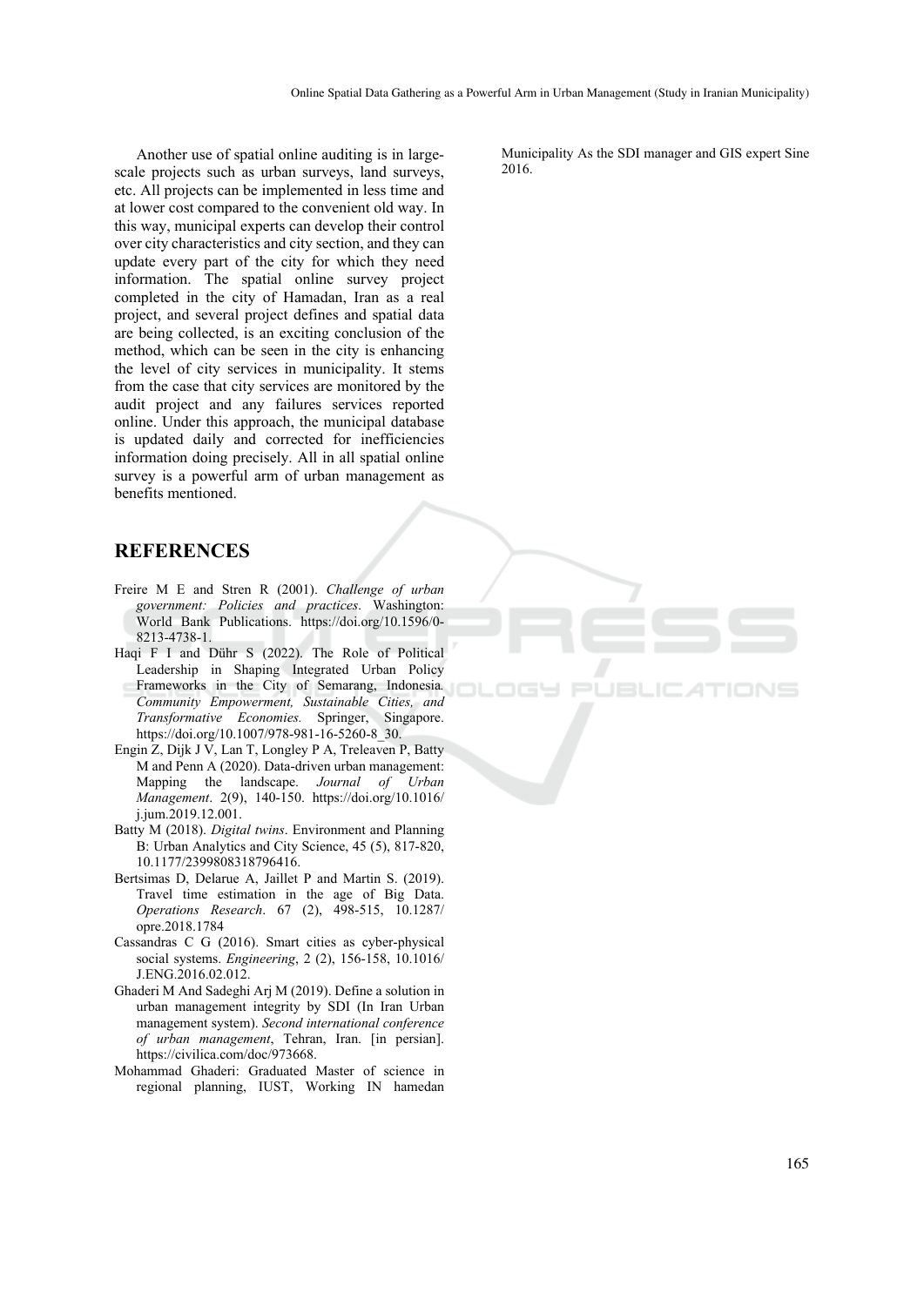Another use of spatial online auditing is in large-scale projects such as urban surveys, land surveys, etc. All projects can be implemented in less time and at lower cost compared to the convenient old way. In this way, municipal experts can develop their control over city characteristics and city section, and they can update every part of the city for which they need information. The spatial online survey project completed in the city of Hamadan, Iran as a real project, and several project defines and spatial data are being collected, is an exciting conclusion of the method, which can be seen in the city is enhancing the level of city services in municipality. It stems from the case that city services are monitored by the audit project and any failures services reported online. Under this approach, the municipal database is updated daily and corrected for inefficiencies information doing precisely. All in all spatial online survey is a powerful arm of urban management as benefits mentioned.

## REFERENCES

Freire M E and Stren R (2001). *Challenge of urban government: Policies and practices*. Washington: World Bank Publications. https://doi.org/10.1596/0-8213-4738-1.

Haqi F I and Dühr S (2022). The Role of Political Leadership in Shaping Integrated Urban Policy Frameworks in the City of Semarang, Indonesia. *Community Empowerment, Sustainable Cities, and Transformative Economies.* Springer, Singapore. https://doi.org/10.1007/978-981-16-5260-8_30.

Engin Z, Dijk J V, Lan T, Longley P A, Treleaven P, Batty M and Penn A (2020). Data-driven urban management: Mapping the landscape. *Journal of Urban Management*. 2(9), 140-150. https://doi.org/10.1016/j.jum.2019.12.001.

Batty M (2018). *Digital twins*. Environment and Planning B: Urban Analytics and City Science, 45 (5), 817-820, 10.1177/2399808318796416.

Bertsimas D, Delarue A, Jaillet P and Martin S. (2019). Travel time estimation in the age of Big Data. *Operations Research*. 67 (2), 498-515, 10.1287/opre.2018.1784

Cassandras C G (2016). Smart cities as cyber-physical social systems. *Engineering*, 2 (2), 156-158, 10.1016/J.ENG.2016.02.012.

Ghaderi M And Sadeghi Arj M (2019). Define a solution in urban management integrity by SDI (In Iran Urban management system). *Second international conference of urban management*, Tehran, Iran. [in persian]. https://civilica.com/doc/973668.

Mohammad Ghaderi: Graduated Master of science in regional planning, IUST, Working IN hamedan Municipality As the SDI manager and GIS expert Sine 2016.